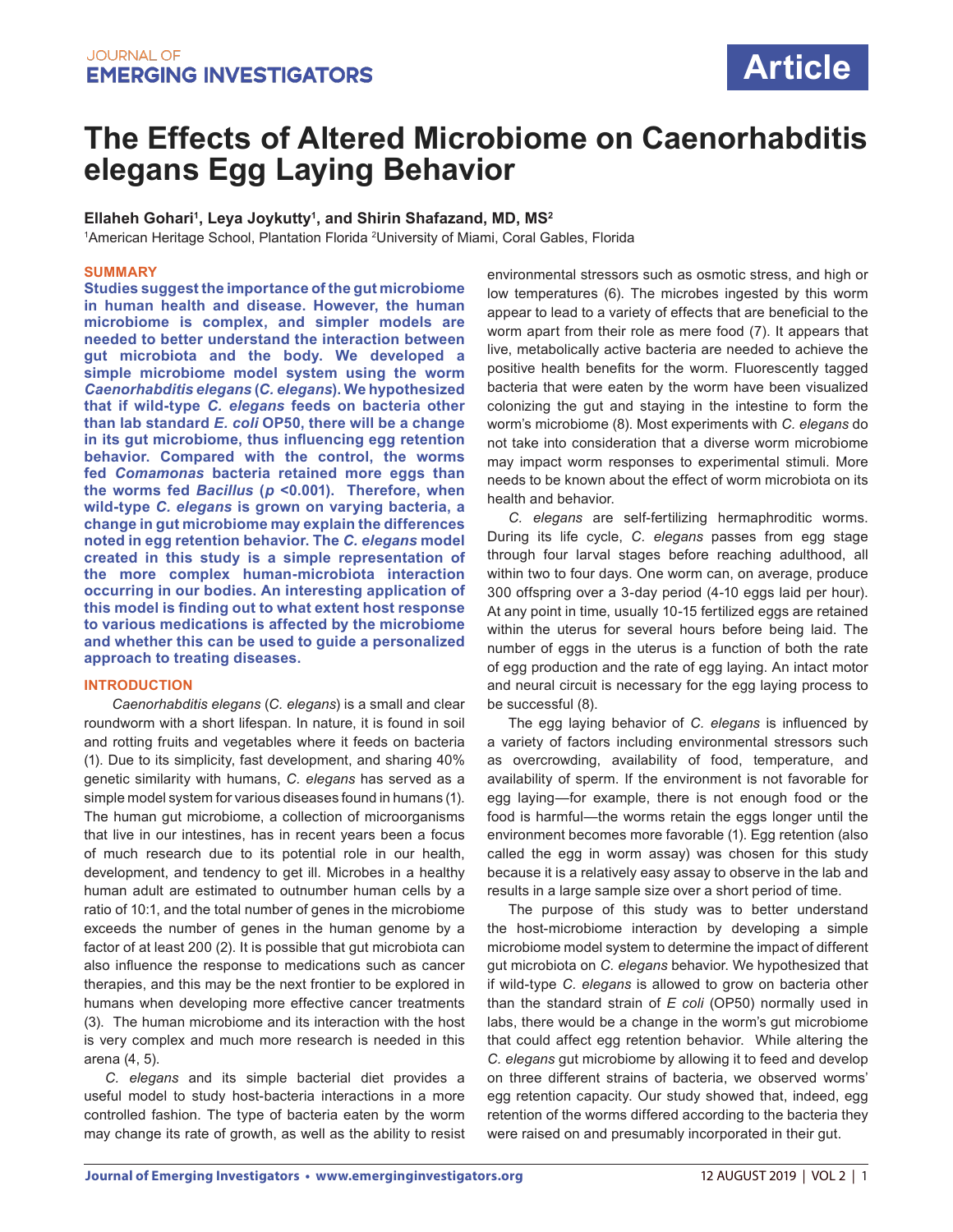Article

# The Effects of Altered Microbiome on Caenorhabditis elegans Egg Laying Behavior

**Ellaheh Gohari[1], Leya Joykutty[1], and Shirin Shafazand, MD, MS[2]**

[1]American Heritage School, Plantation Florida [2]University of Miami, Coral Gables, Florida

## SUMMARY

**Studies suggest the importance of the gut microbiome in human health and disease. However, the human microbiome is complex, and simpler models are needed to better understand the interaction between gut microbiota and the body. We developed a simple microbiome model system using the worm *Caenorhabditis elegans* (*C. elegans*). We hypothesized that if wild-type *C. elegans* feeds on bacteria other than lab standard *E. coli* OP50, there will be a change in its gut microbiome, thus influencing egg retention behavior. Compared with the control, the worms fed *Comamonas* bacteria retained more eggs than the worms fed *Bacillus* ($p$ <0.001). Therefore, when wild-type *C. elegans* is grown on varying bacteria, a change in gut microbiome may explain the differences noted in egg retention behavior. The *C. elegans* model created in this study is a simple representation of the more complex human-microbiota interaction occurring in our bodies. An interesting application of this model is finding out to what extent host response to various medications is affected by the microbiome and whether this can be used to guide a personalized approach to treating diseases.**

## INTRODUCTION

*Caenorhabditis elegans* (*C. elegans*) is a small and clear roundworm with a short lifespan. In nature, it is found in soil and rotting fruits and vegetables where it feeds on bacteria (1). Due to its simplicity, fast development, and sharing 40% genetic similarity with humans, *C. elegans* has served as a simple model system for various diseases found in humans (1). The human gut microbiome, a collection of microorganisms that live in our intestines, has in recent years been a focus of much research due to its potential role in our health, development, and tendency to get ill. Microbes in a healthy human adult are estimated to outnumber human cells by a ratio of 10:1, and the total number of genes in the microbiome exceeds the number of genes in the human genome by a factor of at least 200 (2). It is possible that gut microbiota can also influence the response to medications such as cancer therapies, and this may be the next frontier to be explored in humans when developing more effective cancer treatments (3). The human microbiome and its interaction with the host is very complex and much more research is needed in this arena (4, 5).

*C. elegans* and its simple bacterial diet provides a useful model to study host-bacteria interactions in a more controlled fashion. The type of bacteria eaten by the worm may change its rate of growth, as well as the ability to resist environmental stressors such as osmotic stress, and high or low temperatures (6). The microbes ingested by this worm appear to lead to a variety of effects that are beneficial to the worm apart from their role as mere food (7). It appears that live, metabolically active bacteria are needed to achieve the positive health benefits for the worm. Fluorescently tagged bacteria that were eaten by the worm have been visualized colonizing the gut and staying in the intestine to form the worm's microbiome (8). Most experiments with *C. elegans* do not take into consideration that a diverse worm microbiome may impact worm responses to experimental stimuli. More needs to be known about the effect of worm microbiota on its health and behavior.

*C. elegans* are self-fertilizing hermaphroditic worms. During its life cycle, *C. elegans* passes from egg stage through four larval stages before reaching adulthood, all within two to four days. One worm can, on average, produce 300 offspring over a 3-day period (4-10 eggs laid per hour). At any point in time, usually 10-15 fertilized eggs are retained within the uterus for several hours before being laid. The number of eggs in the uterus is a function of both the rate of egg production and the rate of egg laying. An intact motor and neural circuit is necessary for the egg laying process to be successful (8).

The egg laying behavior of *C. elegans* is influenced by a variety of factors including environmental stressors such as overcrowding, availability of food, temperature, and availability of sperm. If the environment is not favorable for egg laying—for example, there is not enough food or the food is harmful—the worms retain the eggs longer until the environment becomes more favorable (1). Egg retention (also called the egg in worm assay) was chosen for this study because it is a relatively easy assay to observe in the lab and results in a large sample size over a short period of time.

The purpose of this study was to better understand the host-microbiome interaction by developing a simple microbiome model system to determine the impact of different gut microbiota on *C. elegans* behavior. We hypothesized that if wild-type *C. elegans* is allowed to grow on bacteria other than the standard strain of *E coli* (OP50) normally used in labs, there would be a change in the worm's gut microbiome that could affect egg retention behavior. While altering the *C. elegans* gut microbiome by allowing it to feed and develop on three different strains of bacteria, we observed worms' egg retention capacity. Our study showed that, indeed, egg retention of the worms differed according to the bacteria they were raised on and presumably incorporated in their gut.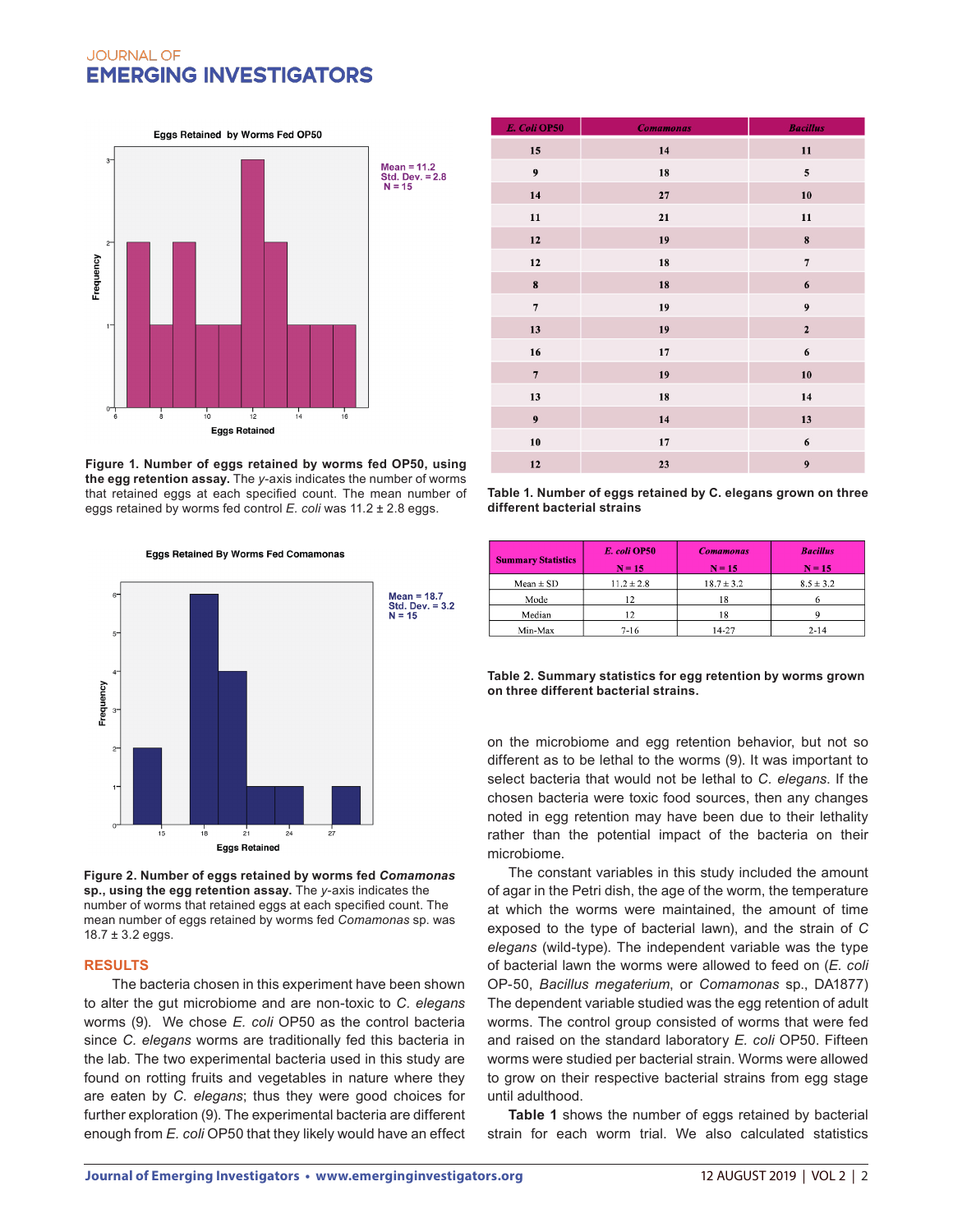Eggs Retained by Worms Fed OP50

Mean = 11.2
Std. Dev. = 2.8
N = 15

**Figure 1. Number of eggs retained by worms fed OP50, using the egg retention assay.** The *y*-axis indicates the number of worms that retained eggs at each specified count. The mean number of eggs retained by worms fed control *E. coli* was 11.2 ± 2.8 eggs.

Eggs Retained By Worms Fed Comamonas

Mean = 18.7
Std. Dev. = 3.2
N = 15

**Figure 2. Number of eggs retained by worms fed *Comamonas* sp., using the egg retention assay.** The *y*-axis indicates the number of worms that retained eggs at each specified count. The mean number of eggs retained by worms fed *Comamonas* sp. was 18.7 ± 3.2 eggs.

## RESULTS

The bacteria chosen in this experiment have been shown to alter the gut microbiome and are non-toxic to *C. elegans* worms (9). We chose *E. coli* OP50 as the control bacteria since *C. elegans* worms are traditionally fed this bacteria in the lab. The two experimental bacteria used in this study are found on rotting fruits and vegetables in nature where they are eaten by *C. elegans*; thus they were good choices for further exploration (9). The experimental bacteria are different enough from *E. coli* OP50 that they likely would have an effect on the microbiome and egg retention behavior, but not so different as to be lethal to the worms (9). It was important to select bacteria that would not be lethal to *C. elegans*. If the chosen bacteria were toxic food sources, then any changes noted in egg retention may have been due to their lethality rather than the potential impact of the bacteria on their microbiome.

The constant variables in this study included the amount of agar in the Petri dish, the age of the worm, the temperature at which the worms were maintained, the amount of time exposed to the type of bacterial lawn), and the strain of *C elegans* (wild-type). The independent variable was the type of bacterial lawn the worms were allowed to feed on (*E. coli* OP-50, *Bacillus megaterium*, or *Comamonas* sp., DA1877) The dependent variable studied was the egg retention of adult worms. The control group consisted of worms that were fed and raised on the standard laboratory *E. coli* OP50. Fifteen worms were studied per bacterial strain. Worms were allowed to grow on their respective bacterial strains from egg stage until adulthood.

**Table 1** shows the number of eggs retained by bacterial strain for each worm trial. We also calculated statistics

| *E. Coli* OP50 | *Comamonas* | *Bacillus* |
|---|---|---|
| 15 | 14 | 11 |
| 9 | 18 | 5 |
| 14 | 27 | 10 |
| 11 | 21 | 11 |
| 12 | 19 | 8 |
| 12 | 18 | 7 |
| 8 | 18 | 6 |
| 7 | 19 | 9 |
| 13 | 19 | 2 |
| 16 | 17 | 6 |
| 7 | 19 | 10 |
| 13 | 18 | 14 |
| 9 | 14 | 13 |
| 10 | 17 | 6 |
| 12 | 23 | 9 |

**Table 1. Number of eggs retained by C. elegans grown on three different bacterial strains**

| Summary Statistics | *E. coli* OP50 N = 15 | *Comamonas* N = 15 | *Bacillus* N = 15 |
|---|---|---|---|
| Mean ± SD | 11.2 ± 2.8 | 18.7 ± 3.2 | 8.5 ± 3.2 |
| Mode | 12 | 18 | 6 |
| Median | 12 | 18 | 9 |
| Min-Max | 7-16 | 14-27 | 2-14 |

**Table 2. Summary statistics for egg retention by worms grown on three different bacterial strains.**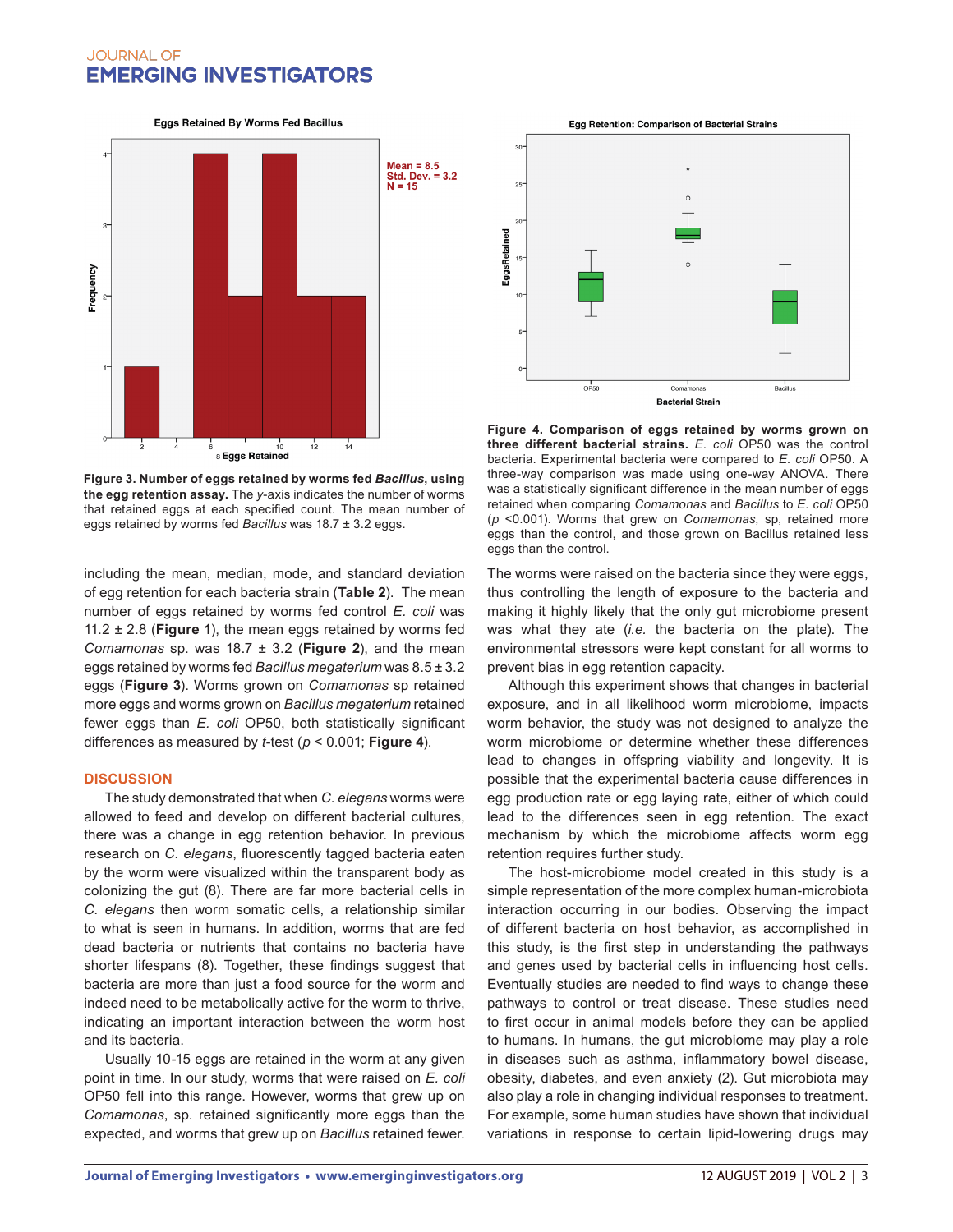Figure 3. **Number of eggs retained by worms fed *Bacillus*, using the egg retention assay.** The *y*-axis indicates the number of worms that retained eggs at each specified count. The mean number of eggs retained by worms fed *Bacillus* was 18.7 ± 3.2 eggs.

**Figure 4. Comparison of eggs retained by worms grown on three different bacterial strains.** *E. coli* OP50 was the control bacteria. Experimental bacteria were compared to *E. coli* OP50. A three-way comparison was made using one-way ANOVA. There was a statistically significant difference in the mean number of eggs retained when comparing *Comamonas* and *Bacillus* to *E. coli* OP50 ($p$ <0.001). Worms that grew on *Comamonas*, sp, retained more eggs than the control, and those grown on Bacillus retained less eggs than the control.

including the mean, median, mode, and standard deviation of egg retention for each bacteria strain (**Table 2**). The mean number of eggs retained by worms fed control *E. coli* was 11.2 ± 2.8 (**Figure 1**), the mean eggs retained by worms fed *Comamonas* sp. was 18.7 ± 3.2 (**Figure 2**), and the mean eggs retained by worms fed *Bacillus megaterium* was 8.5 ± 3.2 eggs (**Figure 3**). Worms grown on *Comamonas* sp retained more eggs and worms grown on *Bacillus megaterium* retained fewer eggs than *E. coli* OP50, both statistically significant differences as measured by *t*-test ($p$ < 0.001; **Figure 4**).

## DISCUSSION

The study demonstrated that when *C. elegans* worms were allowed to feed and develop on different bacterial cultures, there was a change in egg retention behavior. In previous research on *C. elegans*, fluorescently tagged bacteria eaten by the worm were visualized within the transparent body as colonizing the gut (8). There are far more bacterial cells in *C. elegans* then worm somatic cells, a relationship similar to what is seen in humans. In addition, worms that are fed dead bacteria or nutrients that contains no bacteria have shorter lifespans (8). Together, these findings suggest that bacteria are more than just a food source for the worm and indeed need to be metabolically active for the worm to thrive, indicating an important interaction between the worm host and its bacteria.

Usually 10-15 eggs are retained in the worm at any given point in time. In our study, worms that were raised on *E. coli* OP50 fell into this range. However, worms that grew up on *Comamonas*, sp. retained significantly more eggs than the expected, and worms that grew up on *Bacillus* retained fewer. The worms were raised on the bacteria since they were eggs, thus controlling the length of exposure to the bacteria and making it highly likely that the only gut microbiome present was what they ate (*i.e.* the bacteria on the plate). The environmental stressors were kept constant for all worms to prevent bias in egg retention capacity.

Although this experiment shows that changes in bacterial exposure, and in all likelihood worm microbiome, impacts worm behavior, the study was not designed to analyze the worm microbiome or determine whether these differences lead to changes in offspring viability and longevity. It is possible that the experimental bacteria cause differences in egg production rate or egg laying rate, either of which could lead to the differences seen in egg retention. The exact mechanism by which the microbiome affects worm egg retention requires further study.

The host-microbiome model created in this study is a simple representation of the more complex human-microbiota interaction occurring in our bodies. Observing the impact of different bacteria on host behavior, as accomplished in this study, is the first step in understanding the pathways and genes used by bacterial cells in influencing host cells. Eventually studies are needed to find ways to change these pathways to control or treat disease. These studies need to first occur in animal models before they can be applied to humans. In humans, the gut microbiome may play a role in diseases such as asthma, inflammatory bowel disease, obesity, diabetes, and even anxiety (2). Gut microbiota may also play a role in changing individual responses to treatment. For example, some human studies have shown that individual variations in response to certain lipid-lowering drugs may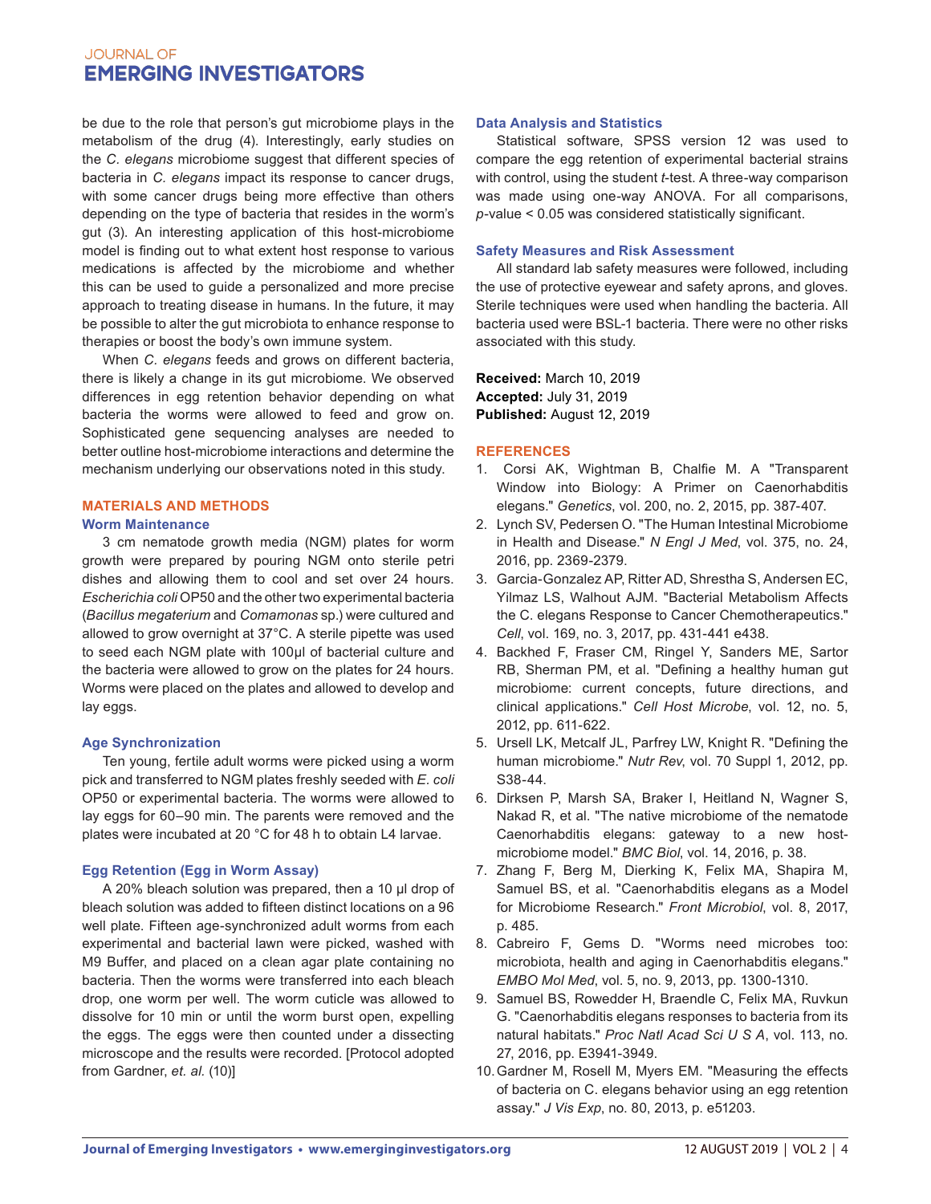be due to the role that person's gut microbiome plays in the metabolism of the drug (4). Interestingly, early studies on the *C. elegans* microbiome suggest that different species of bacteria in *C. elegans* impact its response to cancer drugs, with some cancer drugs being more effective than others depending on the type of bacteria that resides in the worm's gut (3). An interesting application of this host-microbiome model is finding out to what extent host response to various medications is affected by the microbiome and whether this can be used to guide a personalized and more precise approach to treating disease in humans. In the future, it may be possible to alter the gut microbiota to enhance response to therapies or boost the body's own immune system.

When *C. elegans* feeds and grows on different bacteria, there is likely a change in its gut microbiome. We observed differences in egg retention behavior depending on what bacteria the worms were allowed to feed and grow on. Sophisticated gene sequencing analyses are needed to better outline host-microbiome interactions and determine the mechanism underlying our observations noted in this study.

## MATERIALS AND METHODS

### Worm Maintenance

3 cm nematode growth media (NGM) plates for worm growth were prepared by pouring NGM onto sterile petri dishes and allowing them to cool and set over 24 hours. *Escherichia coli* OP50 and the other two experimental bacteria (*Bacillus megaterium* and *Comamonas* sp.) were cultured and allowed to grow overnight at 37°C. A sterile pipette was used to seed each NGM plate with 100μl of bacterial culture and the bacteria were allowed to grow on the plates for 24 hours. Worms were placed on the plates and allowed to develop and lay eggs.

### Age Synchronization

Ten young, fertile adult worms were picked using a worm pick and transferred to NGM plates freshly seeded with *E. coli* OP50 or experimental bacteria. The worms were allowed to lay eggs for 60–90 min. The parents were removed and the plates were incubated at 20 °C for 48 h to obtain L4 larvae.

### Egg Retention (Egg in Worm Assay)

A 20% bleach solution was prepared, then a 10 μl drop of bleach solution was added to fifteen distinct locations on a 96 well plate. Fifteen age-synchronized adult worms from each experimental and bacterial lawn were picked, washed with M9 Buffer, and placed on a clean agar plate containing no bacteria. Then the worms were transferred into each bleach drop, one worm per well. The worm cuticle was allowed to dissolve for 10 min or until the worm burst open, expelling the eggs. The eggs were then counted under a dissecting microscope and the results were recorded. [Protocol adopted from Gardner, *et. al.* (10)]

### Data Analysis and Statistics

Statistical software, SPSS version 12 was used to compare the egg retention of experimental bacterial strains with control, using the student *t*-test. A three-way comparison was made using one-way ANOVA. For all comparisons, $p$-value < 0.05 was considered statistically significant.

### Safety Measures and Risk Assessment

All standard lab safety measures were followed, including the use of protective eyewear and safety aprons, and gloves. Sterile techniques were used when handling the bacteria. All bacteria used were BSL-1 bacteria. There were no other risks associated with this study.

**Received:** March 10, 2019
**Accepted:** July 31, 2019
**Published:** August 12, 2019

## REFERENCES

1. Corsi AK, Wightman B, Chalfie M. A "Transparent Window into Biology: A Primer on Caenorhabditis elegans." *Genetics*, vol. 200, no. 2, 2015, pp. 387-407.
2. Lynch SV, Pedersen O. "The Human Intestinal Microbiome in Health and Disease." *N Engl J Med*, vol. 375, no. 24, 2016, pp. 2369-2379.
3. Garcia-Gonzalez AP, Ritter AD, Shrestha S, Andersen EC, Yilmaz LS, Walhout AJM. "Bacterial Metabolism Affects the C. elegans Response to Cancer Chemotherapeutics." *Cell*, vol. 169, no. 3, 2017, pp. 431-441 e438.
4. Backhed F, Fraser CM, Ringel Y, Sanders ME, Sartor RB, Sherman PM, et al. "Defining a healthy human gut microbiome: current concepts, future directions, and clinical applications." *Cell Host Microbe*, vol. 12, no. 5, 2012, pp. 611-622.
5. Ursell LK, Metcalf JL, Parfrey LW, Knight R. "Defining the human microbiome." *Nutr Rev*, vol. 70 Suppl 1, 2012, pp. S38-44.
6. Dirksen P, Marsh SA, Braker I, Heitland N, Wagner S, Nakad R, et al. "The native microbiome of the nematode Caenorhabditis elegans: gateway to a new host-microbiome model." *BMC Biol*, vol. 14, 2016, p. 38.
7. Zhang F, Berg M, Dierking K, Felix MA, Shapira M, Samuel BS, et al. "Caenorhabditis elegans as a Model for Microbiome Research." *Front Microbiol*, vol. 8, 2017, p. 485.
8. Cabreiro F, Gems D. "Worms need microbes too: microbiota, health and aging in Caenorhabditis elegans." *EMBO Mol Med*, vol. 5, no. 9, 2013, pp. 1300-1310.
9. Samuel BS, Rowedder H, Braendle C, Felix MA, Ruvkun G. "Caenorhabditis elegans responses to bacteria from its natural habitats." *Proc Natl Acad Sci U S A*, vol. 113, no. 27, 2016, pp. E3941-3949.
10. Gardner M, Rosell M, Myers EM. "Measuring the effects of bacteria on C. elegans behavior using an egg retention assay." *J Vis Exp*, no. 80, 2013, p. e51203.